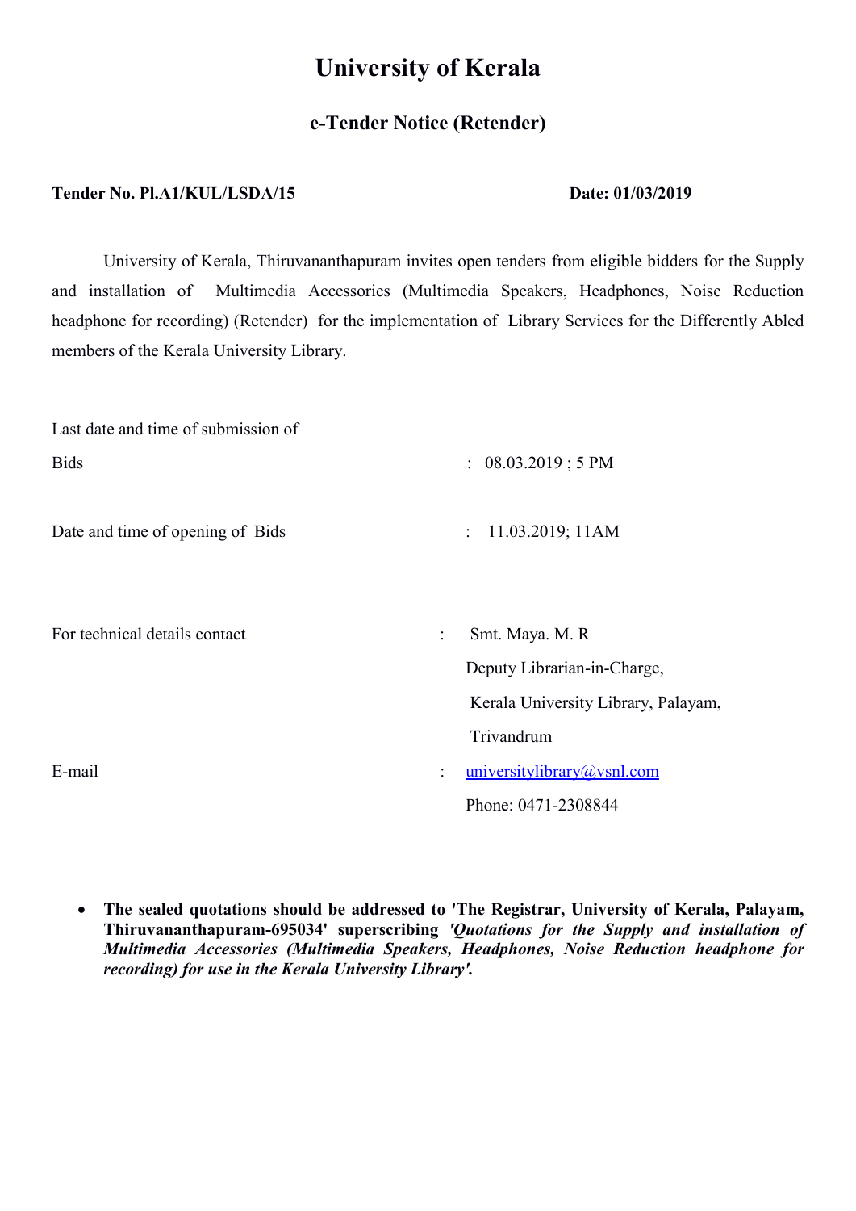# University of Kerala

## e-Tender Notice (Retender)

**Tender No. Pl.A1/KUL/LSDA/15** **Date: 01/03/2019**

University of Kerala, Thiruvananthapuram invites open tenders from eligible bidders for the Supply and installation of Multimedia Accessories (Multimedia Speakers, Headphones, Noise Reduction headphone for recording) (Retender) for the implementation of Library Services for the Differently Abled members of the Kerala University Library.

| | | |
|---|---|---|
| Last date and time of submission of Bids | : | 08.03.2019 ; 5 PM |
| Date and time of opening of Bids | : | 11.03.2019; 11AM |
| For technical details contact | : | Smt. Maya. M. R<br>Deputy Librarian-in-Charge,<br>Kerala University Library, Palayam,<br>Trivandrum |
| E-mail | : | universitylibrary@vsnl.com<br>Phone: 0471-2308844 |

- **The sealed quotations should be addressed to 'The Registrar, University of Kerala, Palayam, Thiruvananthapuram-695034' superscribing *'Quotations for the Supply and installation of Multimedia Accessories (Multimedia Speakers, Headphones, Noise Reduction headphone for recording) for use in the Kerala University Library'.***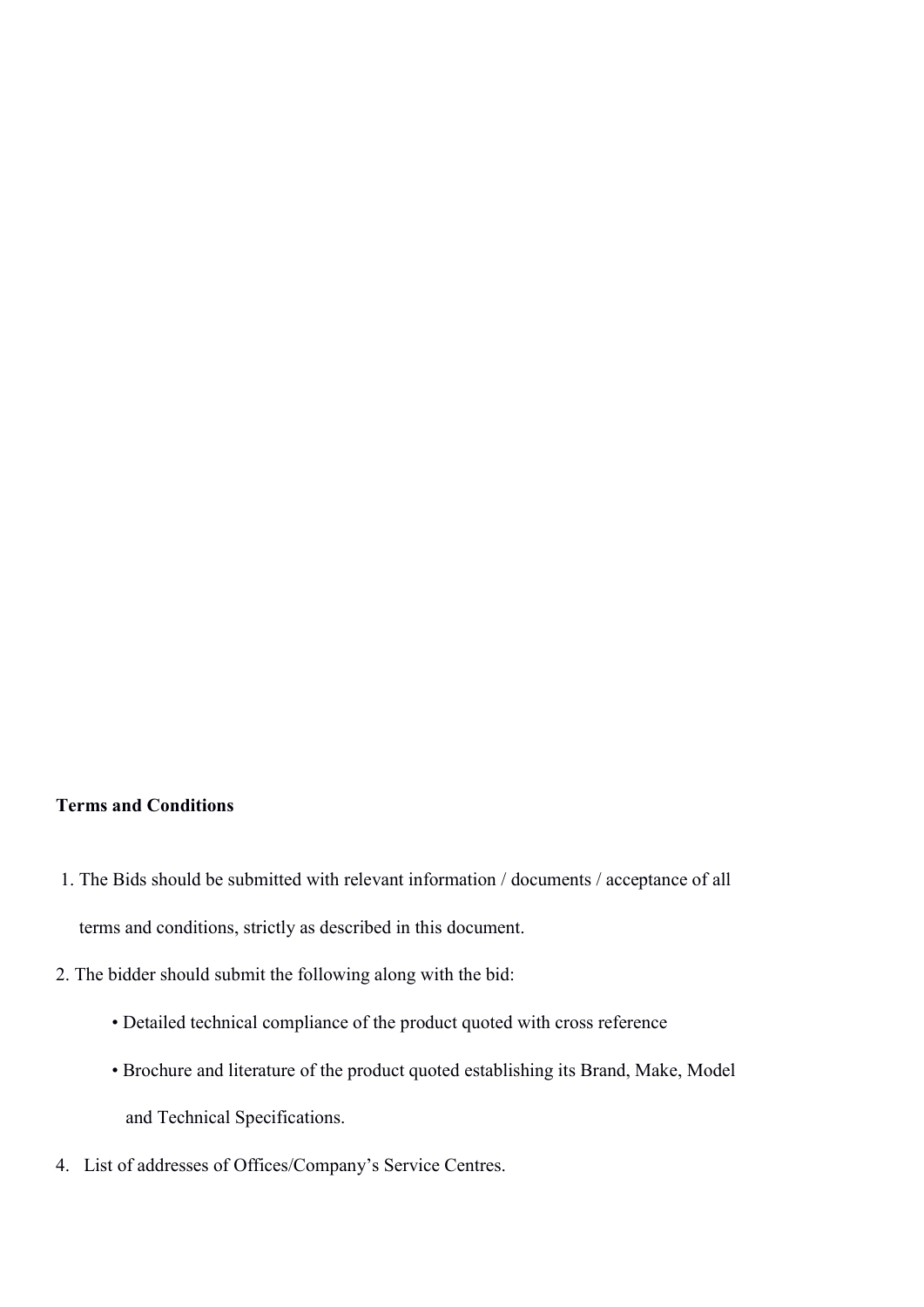**Terms and Conditions**

1. The Bids should be submitted with relevant information / documents / acceptance of all terms and conditions, strictly as described in this document.
2. The bidder should submit the following along with the bid:
    - Detailed technical compliance of the product quoted with cross reference
    - Brochure and literature of the product quoted establishing its Brand, Make, Model and Technical Specifications.
4. List of addresses of Offices/Company's Service Centres.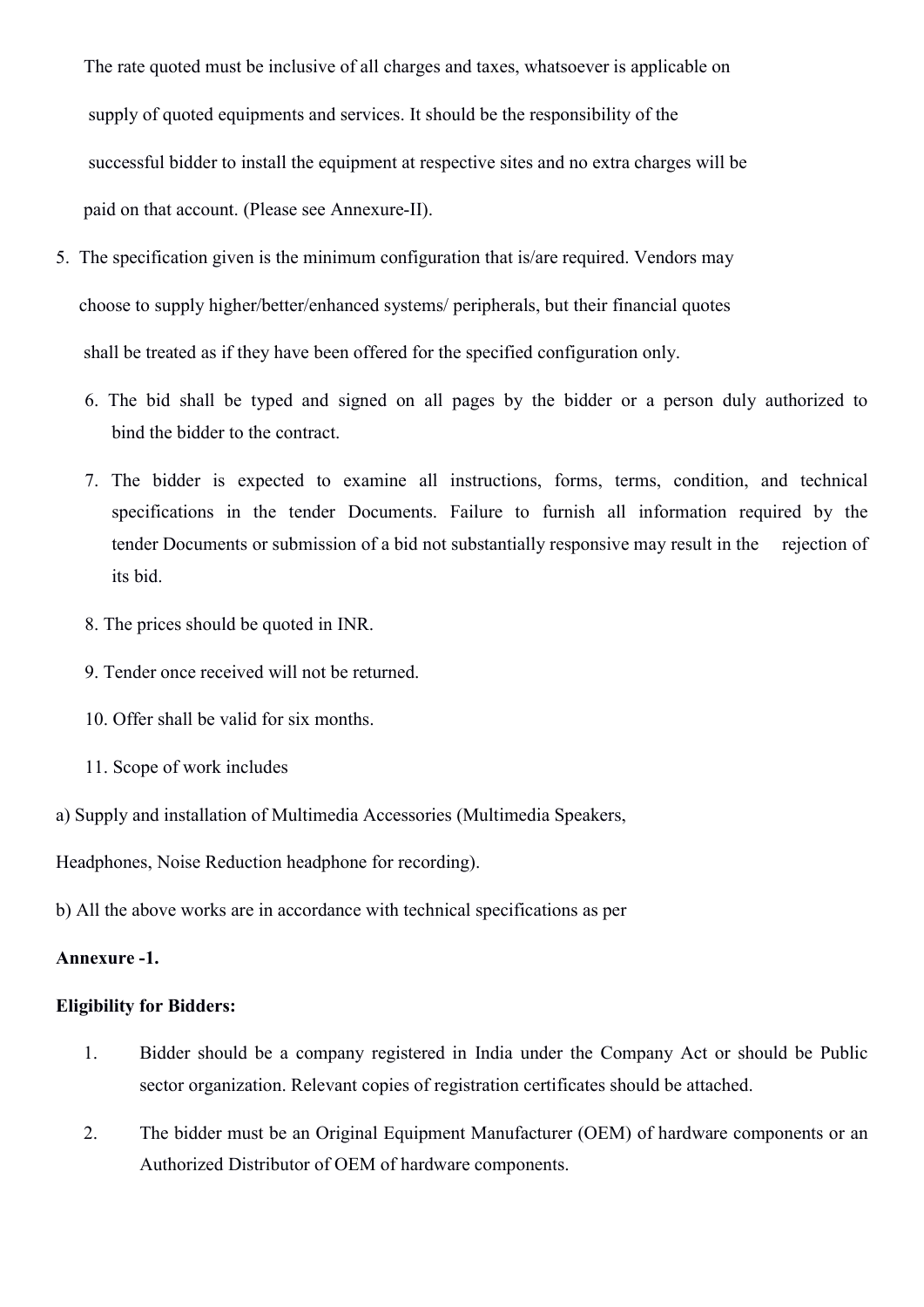The rate quoted must be inclusive of all charges and taxes, whatsoever is applicable on supply of quoted equipments and services. It should be the responsibility of the successful bidder to install the equipment at respective sites and no extra charges will be paid on that account. (Please see Annexure-II).

5. The specification given is the minimum configuration that is/are required. Vendors may choose to supply higher/better/enhanced systems/ peripherals, but their financial quotes shall be treated as if they have been offered for the specified configuration only.

6. The bid shall be typed and signed on all pages by the bidder or a person duly authorized to bind the bidder to the contract.

7. The bidder is expected to examine all instructions, forms, terms, condition, and technical specifications in the tender Documents. Failure to furnish all information required by the tender Documents or submission of a bid not substantially responsive may result in the rejection of its bid.

8. The prices should be quoted in INR.

9. Tender once received will not be returned.

10. Offer shall be valid for six months.

11. Scope of work includes

a) Supply and installation of Multimedia Accessories (Multimedia Speakers, Headphones, Noise Reduction headphone for recording).

b) All the above works are in accordance with technical specifications as per

**Annexure -1.**

**Eligibility for Bidders:**

1. Bidder should be a company registered in India under the Company Act or should be Public sector organization. Relevant copies of registration certificates should be attached.

2. The bidder must be an Original Equipment Manufacturer (OEM) of hardware components or an Authorized Distributor of OEM of hardware components.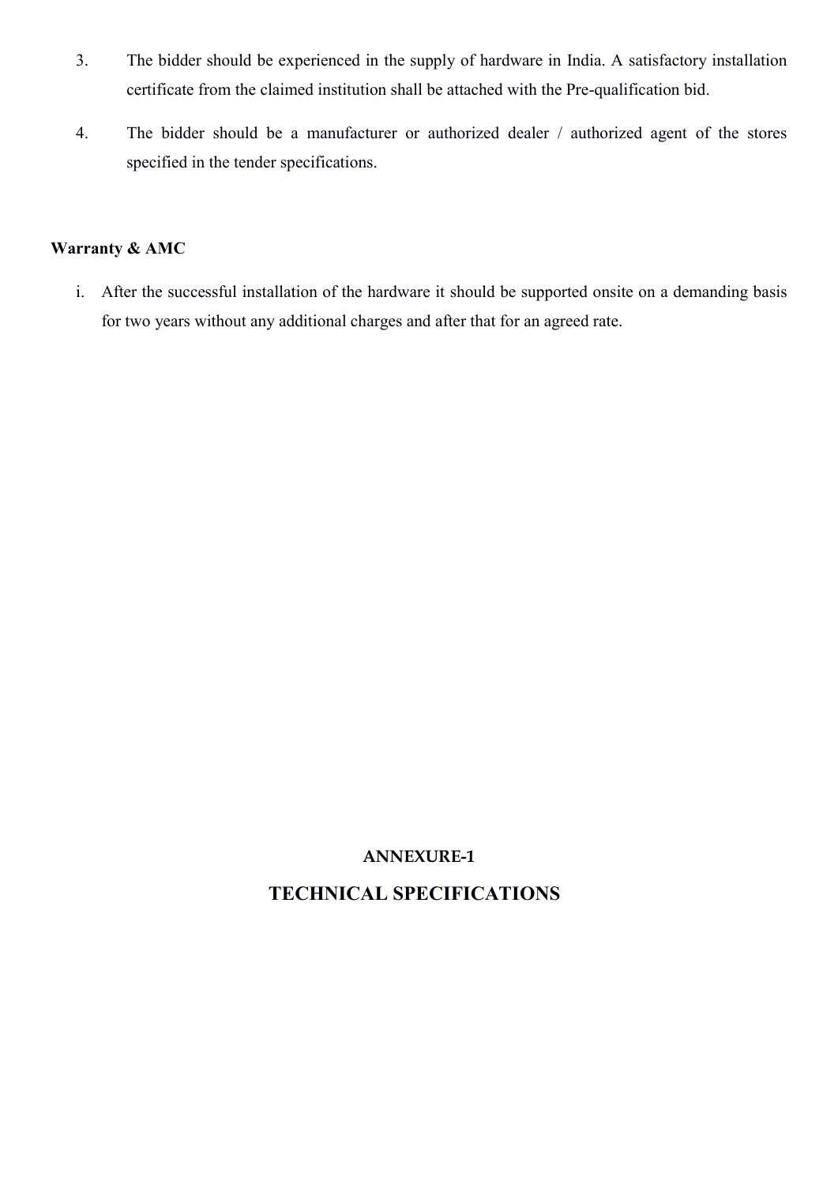3. The bidder should be experienced in the supply of hardware in India. A satisfactory installation certificate from the claimed institution shall be attached with the Pre-qualification bid.

4. The bidder should be a manufacturer or authorized dealer / authorized agent of the stores specified in the tender specifications.

**Warranty & AMC**

i. After the successful installation of the hardware it should be supported onsite on a demanding basis for two years without any additional charges and after that for an agreed rate.

## ANNEXURE-1

## TECHNICAL SPECIFICATIONS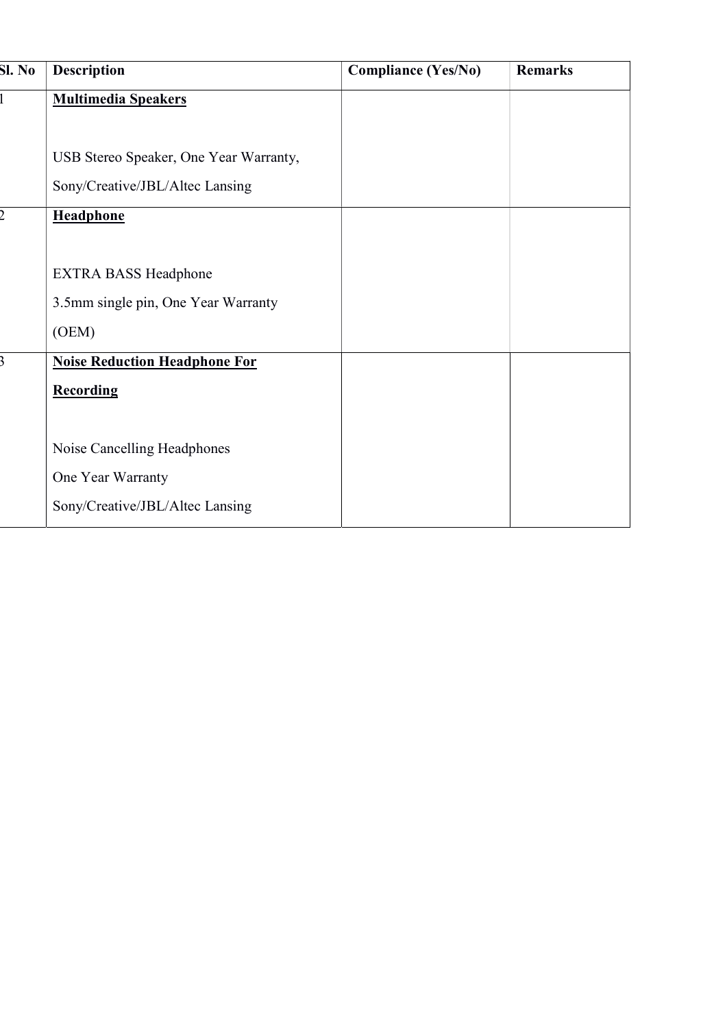| Sl. No | Description | Compliance (Yes/No) | Remarks |
|---|---|---|---|
| 1 | **Multimedia Speakers**<br><br>USB Stereo Speaker, One Year Warranty,<br>Sony/Creative/JBL/Altec Lansing | | |
| 2 | **Headphone**<br><br>EXTRA BASS Headphone<br>3.5mm single pin, One Year Warranty<br>(OEM) | | |
| 3 | **Noise Reduction Headphone For Recording**<br><br>Noise Cancelling Headphones<br>One Year Warranty<br>Sony/Creative/JBL/Altec Lansing | | |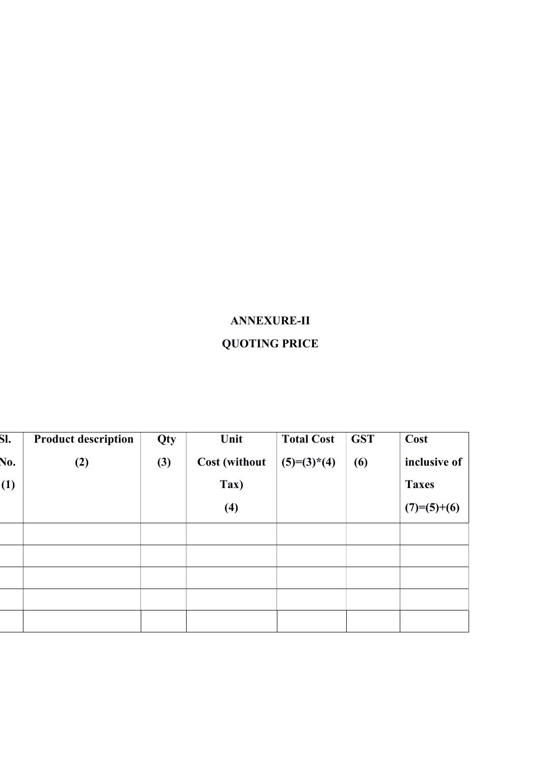## ANNEXURE-II

## QUOTING PRICE

| Sl. No. (1) | Product description (2) | Qty (3) | Unit Cost (without Tax) (4) | Total Cost (5)=(3)*(4) | GST (6) | Cost inclusive of Taxes (7)=(5)+(6) |
|---|---|---|---|---|---|---|
| | | | | | | |
| | | | | | | |
| | | | | | | |
| | | | | | | |
| | | | | | | |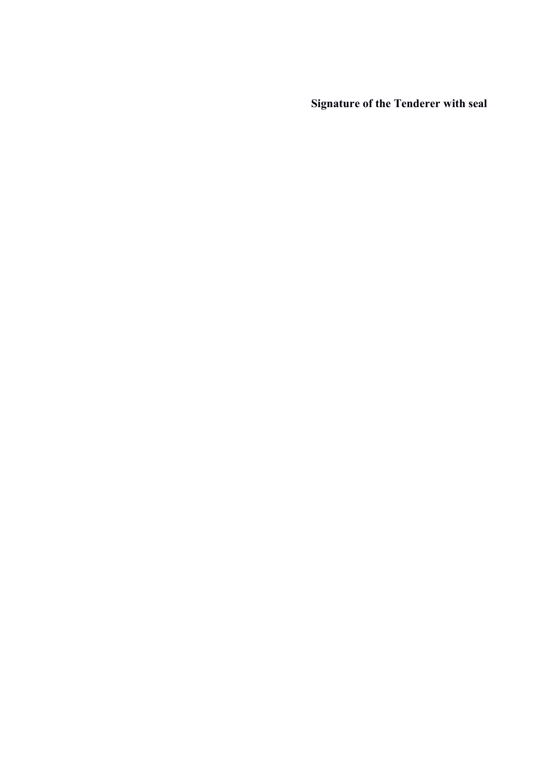**Signature of the Tenderer with seal**